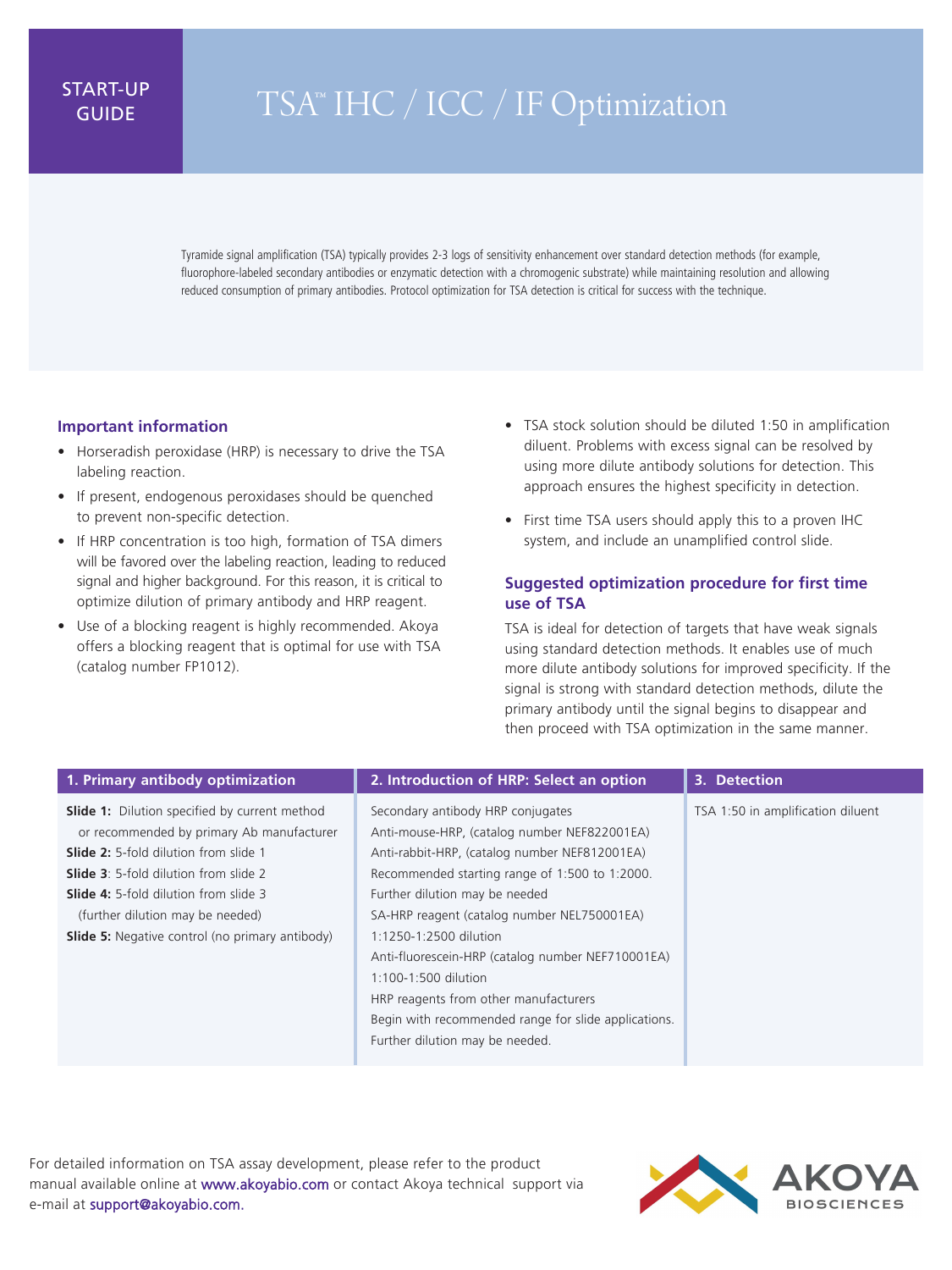START-UP GUIDE

# TSA™ IHC / ICC / IF Optimization

Tyramide signal amplification (TSA) typically provides 2-3 logs of sensitivity enhancement over standard detection methods (for example, fluorophore-labeled secondary antibodies or enzymatic detection with a chromogenic substrate) while maintaining resolution and allowing reduced consumption of primary antibodies. Protocol optimization for TSA detection is critical for success with the technique.

## Important information

- Horseradish peroxidase (HRP) is necessary to drive the TSA labeling reaction.
- If present, endogenous peroxidases should be quenched to prevent non-specific detection.
- If HRP concentration is too high, formation of TSA dimers will be favored over the labeling reaction, leading to reduced signal and higher background. For this reason, it is critical to optimize dilution of primary antibody and HRP reagent.
- Use of a blocking reagent is highly recommended. Akoya offers a blocking reagent that is optimal for use with TSA (catalog number FP1012).
- TSA stock solution should be diluted 1:50 in amplification diluent. Problems with excess signal can be resolved by using more dilute antibody solutions for detection. This approach ensures the highest specificity in detection.
- First time TSA users should apply this to a proven IHC system, and include an unamplified control slide.

## Suggested optimization procedure for first time use of TSA

TSA is ideal for detection of targets that have weak signals using standard detection methods. It enables use of much more dilute antibody solutions for improved specificity. If the signal is strong with standard detection methods, dilute the primary antibody until the signal begins to disappear and then proceed with TSA optimization in the same manner.

| 1. Primary antibody optimization | 2. Introduction of HRP: Select an option | 3. Detection |
|---|---|---|
| **Slide 1:** Dilution specified by current method or recommended by primary Ab manufacturer<br>**Slide 2:** 5-fold dilution from slide 1<br>**Slide 3**: 5-fold dilution from slide 2<br>**Slide 4:** 5-fold dilution from slide 3 (further dilution may be needed)<br>**Slide 5:** Negative control (no primary antibody) | Secondary antibody HRP conjugates<br>Anti-mouse-HRP, (catalog number NEF822001EA)<br>Anti-rabbit-HRP, (catalog number NEF812001EA)<br>Recommended starting range of 1:500 to 1:2000. Further dilution may be needed<br>SA-HRP reagent (catalog number NEL750001EA)<br>1:1250-1:2500 dilution<br>Anti-fluorescein-HRP (catalog number NEF710001EA)<br>1:100-1:500 dilution<br>HRP reagents from other manufacturers<br>Begin with recommended range for slide applications. Further dilution may be needed. | TSA 1:50 in amplification diluent |

For detailed information on TSA assay development, please refer to the product manual available online at www.akoyabio.com or contact Akoya technical support via e-mail at support@akoyabio.com.

AKOYA BIOSCIENCES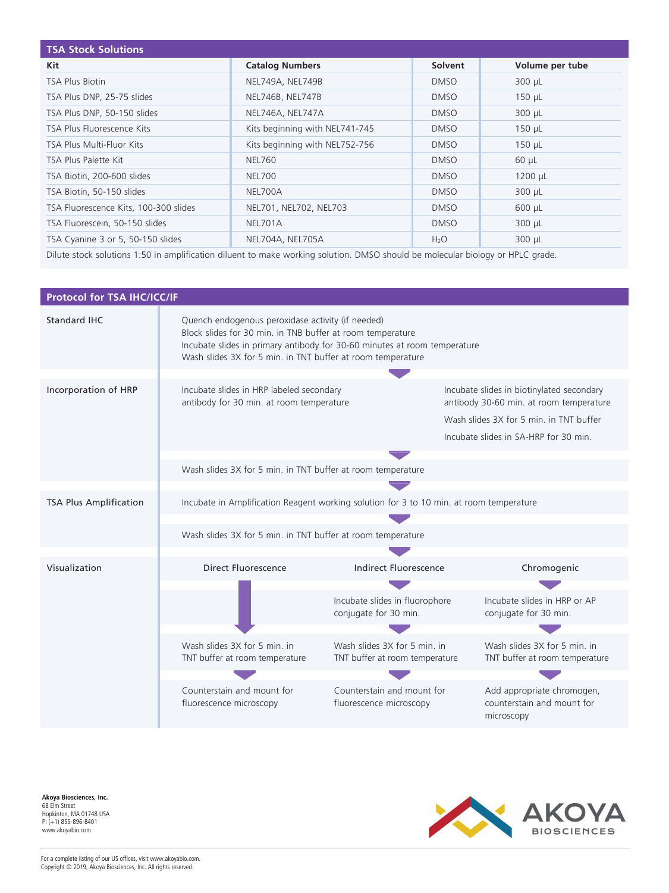## TSA Stock Solutions

| Kit | Catalog Numbers | Solvent | Volume per tube |
|---|---|---|---|
| TSA Plus Biotin | NEL749A, NEL749B | DMSO | 300 µL |
| TSA Plus DNP, 25-75 slides | NEL746B, NEL747B | DMSO | 150 µL |
| TSA Plus DNP, 50-150 slides | NEL746A, NEL747A | DMSO | 300 µL |
| TSA Plus Fluorescence Kits | Kits beginning with NEL741-745 | DMSO | 150 µL |
| TSA Plus Multi-Fluor Kits | Kits beginning with NEL752-756 | DMSO | 150 µL |
| TSA Plus Palette Kit | NEL760 | DMSO | 60 µL |
| TSA Biotin, 200-600 slides | NEL700 | DMSO | 1200 µL |
| TSA Biotin, 50-150 slides | NEL700A | DMSO | 300 µL |
| TSA Fluorescence Kits, 100-300 slides | NEL701, NEL702, NEL703 | DMSO | 600 µL |
| TSA Fluorescein, 50-150 slides | NEL701A | DMSO | 300 µL |
| TSA Cyanine 3 or 5, 50-150 slides | NEL704A, NEL705A | $H_2O$ | 300 µL |

Dilute stock solutions 1:50 in amplification diluent to make working solution. DMSO should be molecular biology or HPLC grade.

## Protocol for TSA IHC/ICC/IF

### Standard IHC

Quench endogenous peroxidase activity (if needed)
Block slides for 30 min. in TNB buffer at room temperature
Incubate slides in primary antibody for 30-60 minutes at room temperature
Wash slides 3X for 5 min. in TNT buffer at room temperature

### Incorporation of HRP

- Option 1: Incubate slides in HRP labeled secondary antibody for 30 min. at room temperature
- Option 2:
  - Incubate slides in biotinylated secondary antibody 30-60 min. at room temperature
  - Wash slides 3X for 5 min. in TNT buffer
  - Incubate slides in SA-HRP for 30 min.

Wash slides 3X for 5 min. in TNT buffer at room temperature

### TSA Plus Amplification

Incubate in Amplification Reagent working solution for 3 to 10 min. at room temperature

Wash slides 3X for 5 min. in TNT buffer at room temperature

### Visualization

**Direct Fluorescence**

- Wash slides 3X for 5 min. in TNT buffer at room temperature
- Counterstain and mount for fluorescence microscopy

**Indirect Fluorescence**

- Incubate slides in fluorophore conjugate for 30 min.
- Wash slides 3X for 5 min. in TNT buffer at room temperature
- Counterstain and mount for fluorescence microscopy

**Chromogenic**

- Incubate slides in HRP or AP conjugate for 30 min.
- Wash slides 3X for 5 min. in TNT buffer at room temperature
- Add appropriate chromogen, counterstain and mount for microscopy

**Akoya Biosciences, Inc.**
68 Elm Street
Hopkinton, MA 01748 USA
P: (+1) 855-896-8401
www.akoyabio.com

For a complete listing of our US offices, visit www.akoyabio.com.
Copyright © 2019, Akoya Biosciences, Inc. All rights reserved.